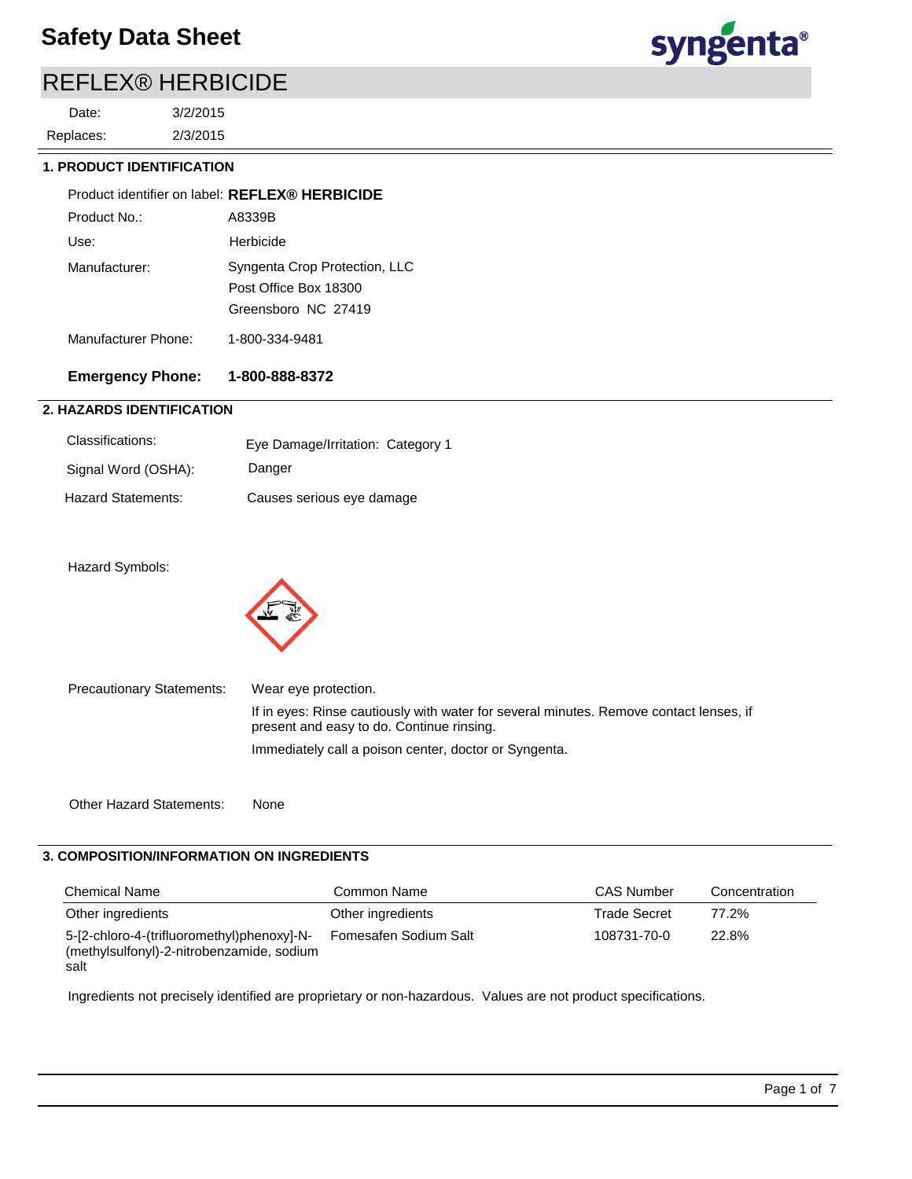# Safety Data Sheet

## REFLEX® HERBICIDE

Date: 3/2/2015

Replaces: 2/3/2015

### 1. PRODUCT IDENTIFICATION

Product identifier on label: **REFLEX® HERBICIDE**

Product No.: A8339B

Use: Herbicide

Manufacturer: Syngenta Crop Protection, LLC
Post Office Box 18300
Greensboro NC 27419

Manufacturer Phone: 1-800-334-9481

**Emergency Phone: 1-800-888-8372**

### 2. HAZARDS IDENTIFICATION

Classifications: Eye Damage/Irritation: Category 1

Signal Word (OSHA): Danger

Hazard Statements: Causes serious eye damage

Hazard Symbols:

Precautionary Statements: Wear eye protection.

If in eyes: Rinse cautiously with water for several minutes. Remove contact lenses, if present and easy to do. Continue rinsing.

Immediately call a poison center, doctor or Syngenta.

Other Hazard Statements: None

### 3. COMPOSITION/INFORMATION ON INGREDIENTS

| Chemical Name | Common Name | CAS Number | Concentration |
|---|---|---|---|
| Other ingredients | Other ingredients | Trade Secret | 77.2% |
| 5-[2-chloro-4-(trifluoromethyl)phenoxy]-N-(methylsulfonyl)-2-nitrobenzamide, sodium salt | Fomesafen Sodium Salt | 108731-70-0 | 22.8% |

Ingredients not precisely identified are proprietary or non-hazardous. Values are not product specifications.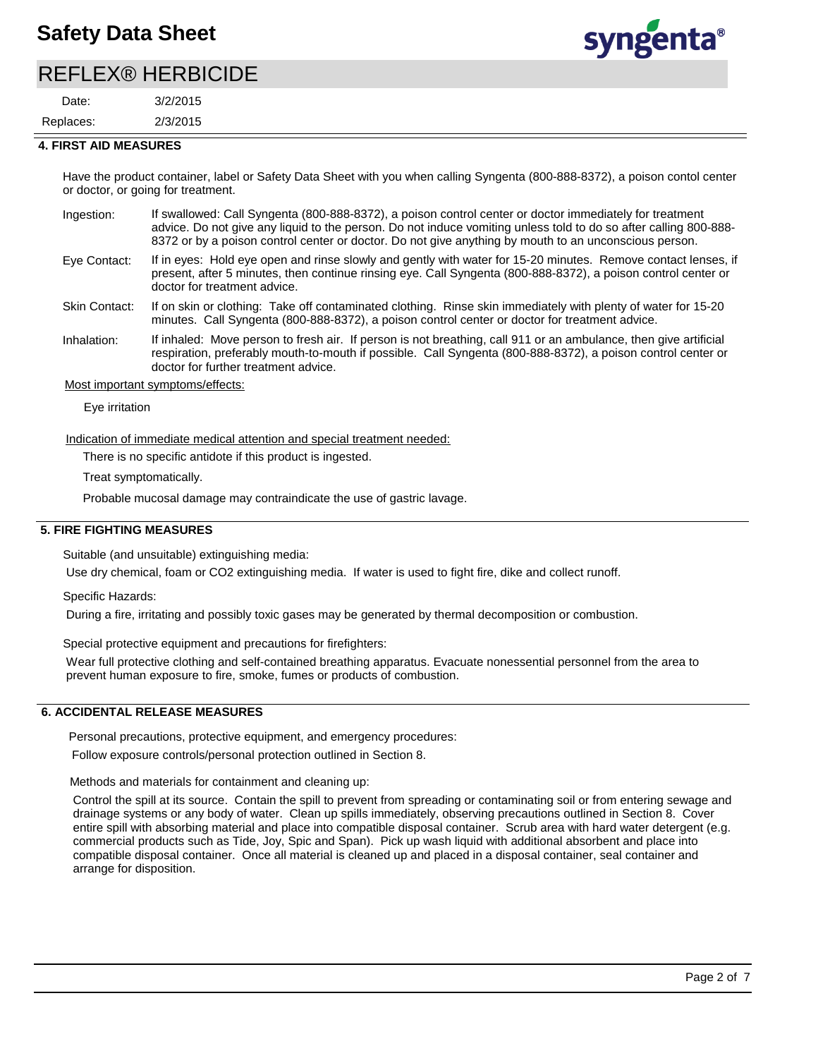## 4. FIRST AID MEASURES

Have the product container, label or Safety Data Sheet with you when calling Syngenta (800-888-8372), a poison contol center or doctor, or going for treatment.

**Ingestion:** If swallowed: Call Syngenta (800-888-8372), a poison control center or doctor immediately for treatment advice. Do not give any liquid to the person. Do not induce vomiting unless told to do so after calling 800-888-8372 or by a poison control center or doctor. Do not give anything by mouth to an unconscious person.

**Eye Contact:** If in eyes: Hold eye open and rinse slowly and gently with water for 15-20 minutes. Remove contact lenses, if present, after 5 minutes, then continue rinsing eye. Call Syngenta (800-888-8372), a poison control center or doctor for treatment advice.

**Skin Contact:** If on skin or clothing: Take off contaminated clothing. Rinse skin immediately with plenty of water for 15-20 minutes. Call Syngenta (800-888-8372), a poison control center or doctor for treatment advice.

**Inhalation:** If inhaled: Move person to fresh air. If person is not breathing, call 911 or an ambulance, then give artificial respiration, preferably mouth-to-mouth if possible. Call Syngenta (800-888-8372), a poison control center or doctor for further treatment advice.

Most important symptoms/effects:

Eye irritation

Indication of immediate medical attention and special treatment needed:

There is no specific antidote if this product is ingested.

Treat symptomatically.

Probable mucosal damage may contraindicate the use of gastric lavage.

## 5. FIRE FIGHTING MEASURES

Suitable (and unsuitable) extinguishing media:

Use dry chemical, foam or $CO_2$ extinguishing media. If water is used to fight fire, dike and collect runoff.

Specific Hazards:

During a fire, irritating and possibly toxic gases may be generated by thermal decomposition or combustion.

Special protective equipment and precautions for firefighters:

Wear full protective clothing and self-contained breathing apparatus. Evacuate nonessential personnel from the area to prevent human exposure to fire, smoke, fumes or products of combustion.

## 6. ACCIDENTAL RELEASE MEASURES

Personal precautions, protective equipment, and emergency procedures:

Follow exposure controls/personal protection outlined in Section 8.

Methods and materials for containment and cleaning up:

Control the spill at its source. Contain the spill to prevent from spreading or contaminating soil or from entering sewage and drainage systems or any body of water. Clean up spills immediately, observing precautions outlined in Section 8. Cover entire spill with absorbing material and place into compatible disposal container. Scrub area with hard water detergent (e.g. commercial products such as Tide, Joy, Spic and Span). Pick up wash liquid with additional absorbent and place into compatible disposal container. Once all material is cleaned up and placed in a disposal container, seal container and arrange for disposition.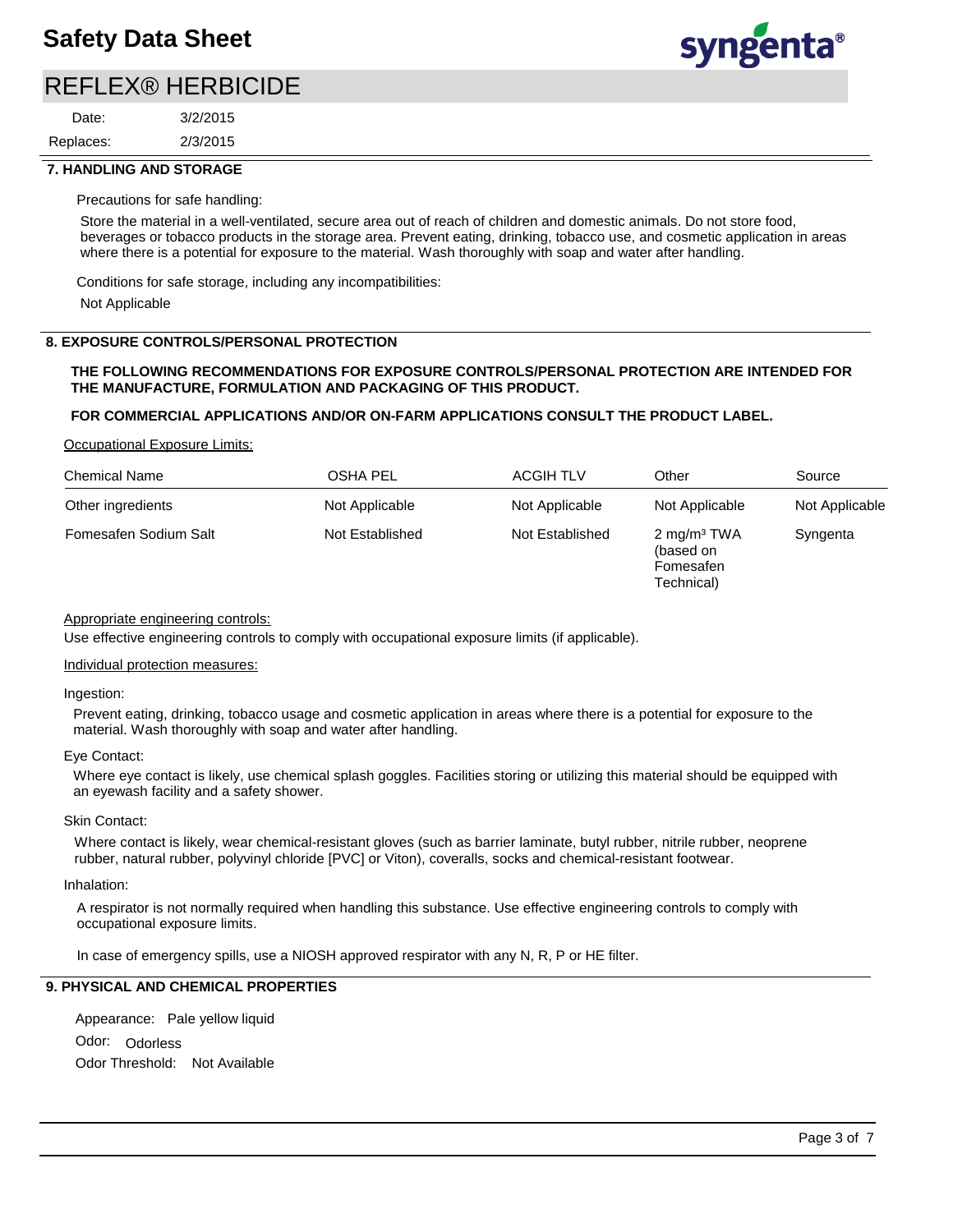## 7. HANDLING AND STORAGE

Precautions for safe handling:

Store the material in a well-ventilated, secure area out of reach of children and domestic animals. Do not store food, beverages or tobacco products in the storage area. Prevent eating, drinking, tobacco use, and cosmetic application in areas where there is a potential for exposure to the material. Wash thoroughly with soap and water after handling.

Conditions for safe storage, including any incompatibilities:

Not Applicable

## 8. EXPOSURE CONTROLS/PERSONAL PROTECTION

**THE FOLLOWING RECOMMENDATIONS FOR EXPOSURE CONTROLS/PERSONAL PROTECTION ARE INTENDED FOR THE MANUFACTURE, FORMULATION AND PACKAGING OF THIS PRODUCT.**

**FOR COMMERCIAL APPLICATIONS AND/OR ON-FARM APPLICATIONS CONSULT THE PRODUCT LABEL.**

Occupational Exposure Limits:

| Chemical Name | OSHA PEL | ACGIH TLV | Other | Source |
|---|---|---|---|---|
| Other ingredients | Not Applicable | Not Applicable | Not Applicable | Not Applicable |
| Fomesafen Sodium Salt | Not Established | Not Established | 2 mg/m³ TWA (based on Fomesafen Technical) | Syngenta |

Appropriate engineering controls:

Use effective engineering controls to comply with occupational exposure limits (if applicable).

Individual protection measures:

Ingestion:

Prevent eating, drinking, tobacco usage and cosmetic application in areas where there is a potential for exposure to the material. Wash thoroughly with soap and water after handling.

Eye Contact:

Where eye contact is likely, use chemical splash goggles. Facilities storing or utilizing this material should be equipped with an eyewash facility and a safety shower.

Skin Contact:

Where contact is likely, wear chemical-resistant gloves (such as barrier laminate, butyl rubber, nitrile rubber, neoprene rubber, natural rubber, polyvinyl chloride [PVC] or Viton), coveralls, socks and chemical-resistant footwear.

Inhalation:

A respirator is not normally required when handling this substance. Use effective engineering controls to comply with occupational exposure limits.

In case of emergency spills, use a NIOSH approved respirator with any N, R, P or HE filter.

## 9. PHYSICAL AND CHEMICAL PROPERTIES

Appearance: Pale yellow liquid

Odor: Odorless

Odor Threshold: Not Available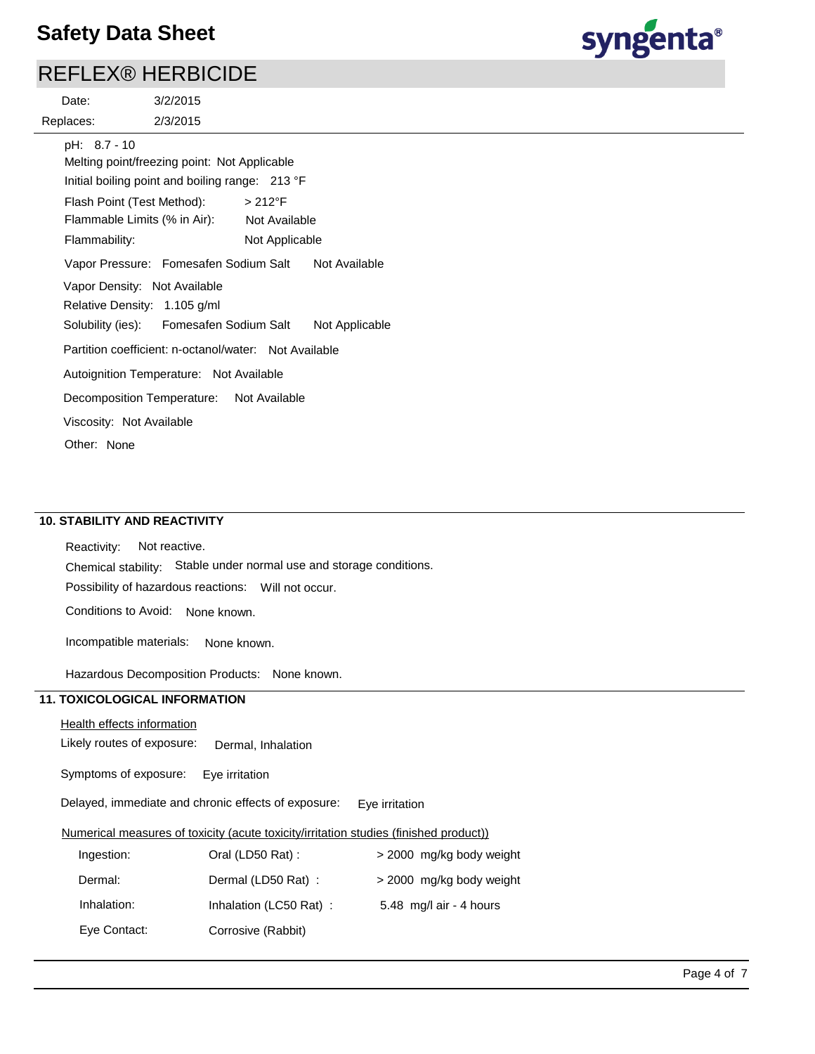pH: 8.7 - 10

Melting point/freezing point: Not Applicable

Initial boiling point and boiling range: 213 °F

Flash Point (Test Method): > 212°F

Flammable Limits (% in Air): Not Available

Flammability: Not Applicable

Vapor Pressure: Fomesafen Sodium Salt Not Available

Vapor Density: Not Available

Relative Density: 1.105 g/ml

Solubility (ies): Fomesafen Sodium Salt Not Applicable

Partition coefficient: n-octanol/water: Not Available

Autoignition Temperature: Not Available

Decomposition Temperature: Not Available

Viscosity: Not Available

Other: None

## 10. STABILITY AND REACTIVITY

Reactivity: Not reactive.

Chemical stability: Stable under normal use and storage conditions.

Possibility of hazardous reactions: Will not occur.

Conditions to Avoid: None known.

Incompatible materials: None known.

Hazardous Decomposition Products: None known.

## 11. TOXICOLOGICAL INFORMATION

Health effects information

Likely routes of exposure: Dermal, Inhalation

Symptoms of exposure: Eye irritation

Delayed, immediate and chronic effects of exposure: Eye irritation

Numerical measures of toxicity (acute toxicity/irritation studies (finished product))

| | | |
|---|---|---|
| Ingestion: | Oral (LD50 Rat) : | > 2000 mg/kg body weight |
| Dermal: | Dermal (LD50 Rat) : | > 2000 mg/kg body weight |
| Inhalation: | Inhalation (LC50 Rat) : | 5.48 mg/l air - 4 hours |
| Eye Contact: | Corrosive (Rabbit) | |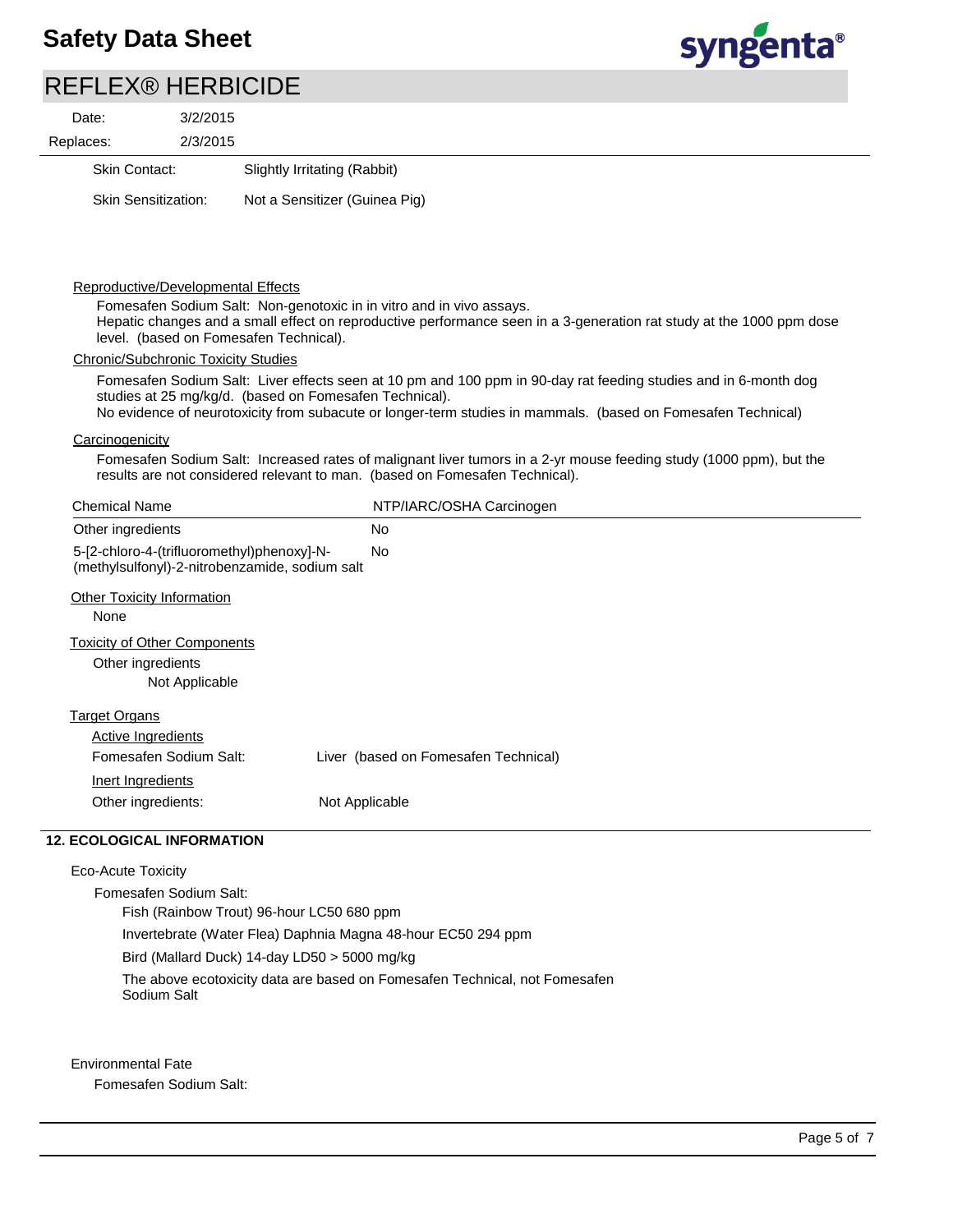| Skin Contact: | Slightly Irritating (Rabbit) |
|---|---|
| Skin Sensitization: | Not a Sensitizer (Guinea Pig) |

Reproductive/Developmental Effects

Fomesafen Sodium Salt: Non-genotoxic in in vitro and in vivo assays.
Hepatic changes and a small effect on reproductive performance seen in a 3-generation rat study at the 1000 ppm dose level. (based on Fomesafen Technical).

Chronic/Subchronic Toxicity Studies

Fomesafen Sodium Salt: Liver effects seen at 10 pm and 100 ppm in 90-day rat feeding studies and in 6-month dog studies at 25 mg/kg/d. (based on Fomesafen Technical).
No evidence of neurotoxicity from subacute or longer-term studies in mammals. (based on Fomesafen Technical)

Carcinogenicity

Fomesafen Sodium Salt: Increased rates of malignant liver tumors in a 2-yr mouse feeding study (1000 ppm), but the results are not considered relevant to man. (based on Fomesafen Technical).

| Chemical Name | NTP/IARC/OSHA Carcinogen |
|---|---|
| Other ingredients | No |
| 5-[2-chloro-4-(trifluoromethyl)phenoxy]-N-(methylsulfonyl)-2-nitrobenzamide, sodium salt | No |

Other Toxicity Information

None

Toxicity of Other Components

Other ingredients

Not Applicable

Target Organs

Active Ingredients

| Fomesafen Sodium Salt: | Liver (based on Fomesafen Technical) |
|---|---|

Inert Ingredients

| Other ingredients: | Not Applicable |
|---|---|

## 12. ECOLOGICAL INFORMATION

Eco-Acute Toxicity

Fomesafen Sodium Salt:

Fish (Rainbow Trout) 96-hour LC50 680 ppm

Invertebrate (Water Flea) Daphnia Magna 48-hour EC50 294 ppm

Bird (Mallard Duck) 14-day LD50 > 5000 mg/kg

The above ecotoxicity data are based on Fomesafen Technical, not Fomesafen Sodium Salt

Environmental Fate

Fomesafen Sodium Salt: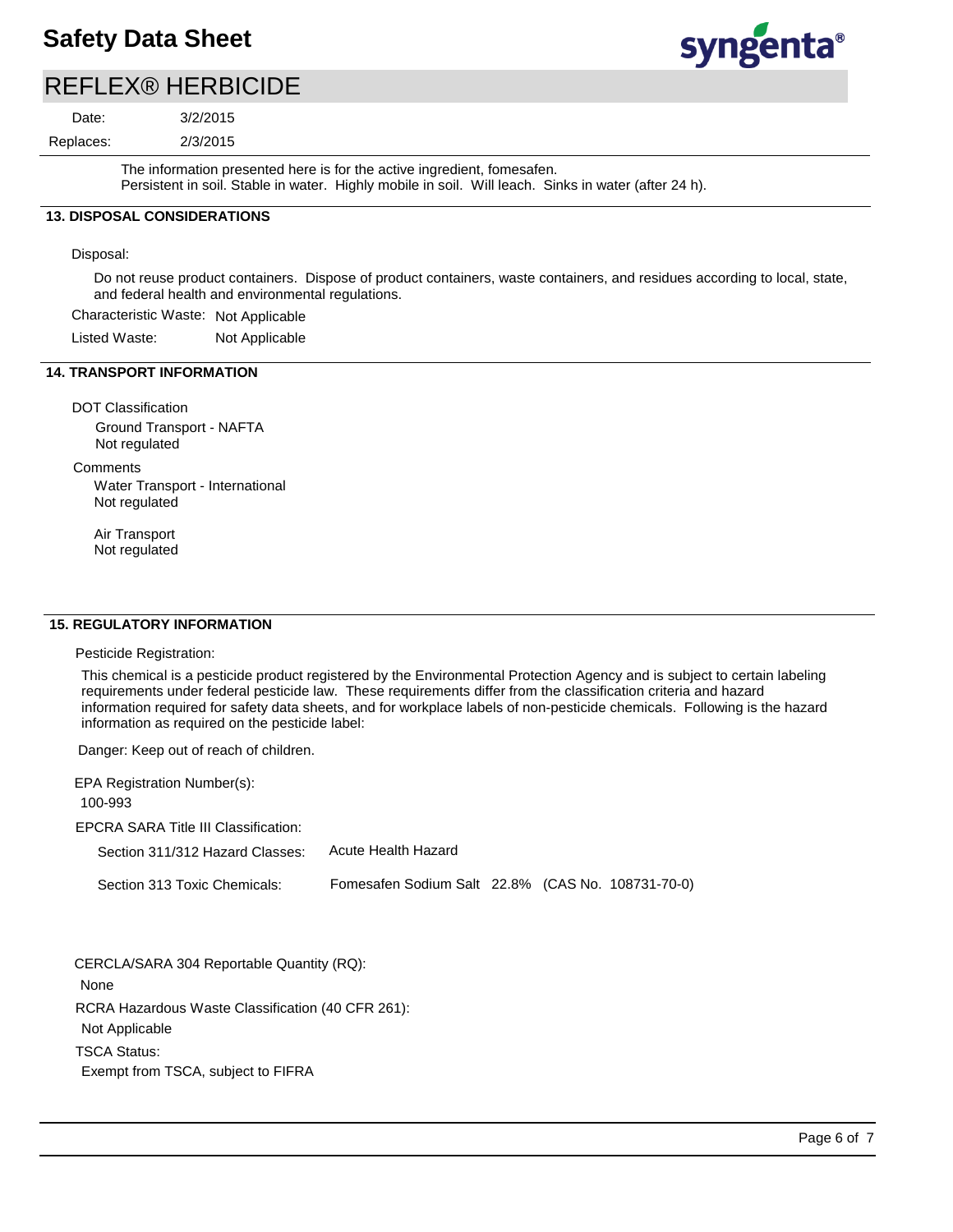The information presented here is for the active ingredient, fomesafen.
Persistent in soil. Stable in water. Highly mobile in soil. Will leach. Sinks in water (after 24 h).

## 13. DISPOSAL CONSIDERATIONS

Disposal:

Do not reuse product containers. Dispose of product containers, waste containers, and residues according to local, state, and federal health and environmental regulations.

Characteristic Waste: Not Applicable

Listed Waste: Not Applicable

## 14. TRANSPORT INFORMATION

DOT Classification

Ground Transport - NAFTA
Not regulated

Comments

Water Transport - International
Not regulated

Air Transport
Not regulated

## 15. REGULATORY INFORMATION

Pesticide Registration:

This chemical is a pesticide product registered by the Environmental Protection Agency and is subject to certain labeling requirements under federal pesticide law. These requirements differ from the classification criteria and hazard information required for safety data sheets, and for workplace labels of non-pesticide chemicals. Following is the hazard information as required on the pesticide label:

Danger: Keep out of reach of children.

EPA Registration Number(s):
100-993

EPCRA SARA Title III Classification:

Section 311/312 Hazard Classes: Acute Health Hazard

Section 313 Toxic Chemicals: Fomesafen Sodium Salt 22.8% (CAS No. 108731-70-0)

CERCLA/SARA 304 Reportable Quantity (RQ):
None

RCRA Hazardous Waste Classification (40 CFR 261):
Not Applicable

TSCA Status:
Exempt from TSCA, subject to FIFRA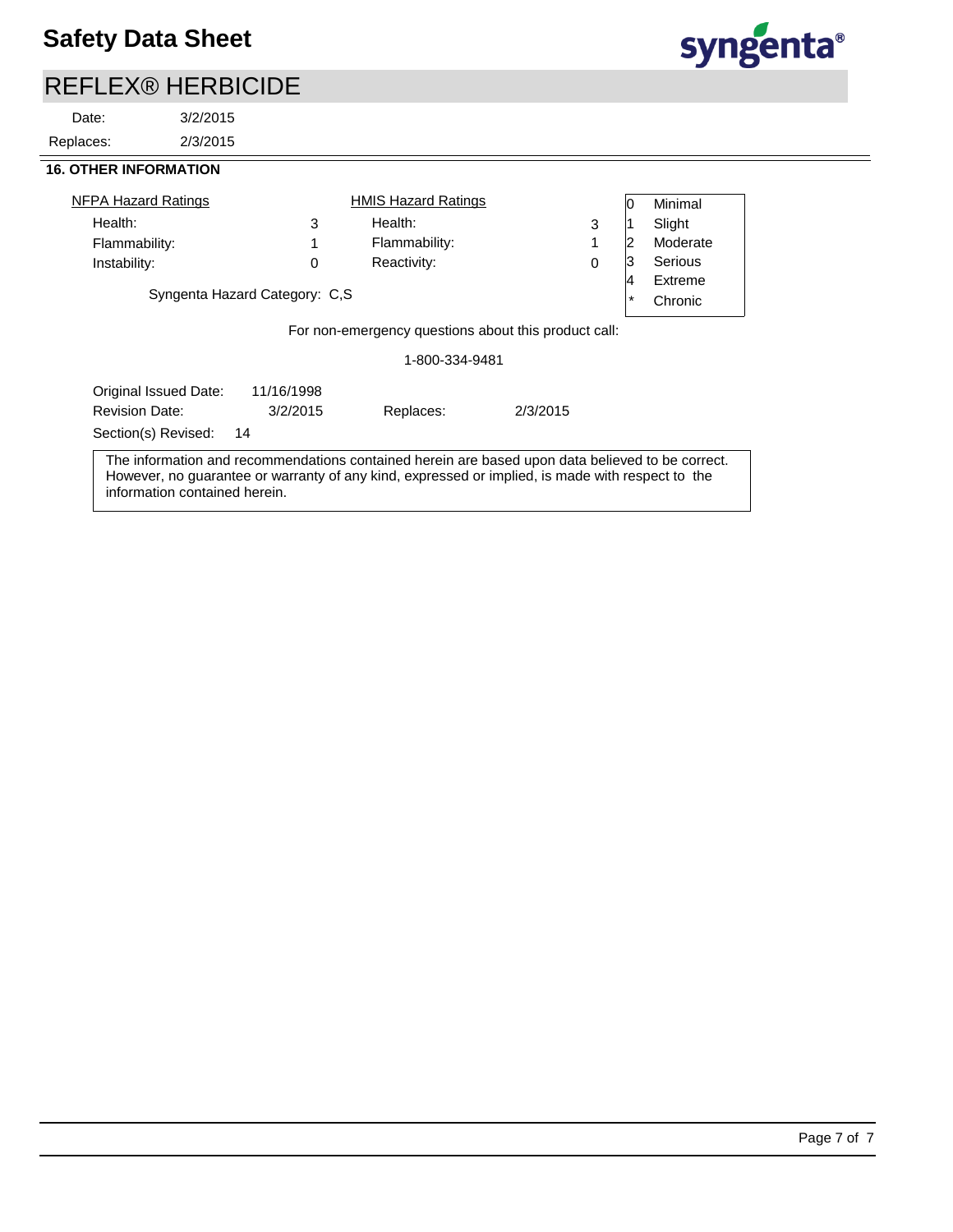# Safety Data Sheet

## REFLEX® HERBICIDE

Date: 3/2/2015

Replaces: 2/3/2015

### 16. OTHER INFORMATION

| NFPA Hazard Ratings | | HMIS Hazard Ratings | |
|---|---|---|---|
| Health: | 3 | Health: | 3 |
| Flammability: | 1 | Flammability: | 1 |
| Instability: | 0 | Reactivity: | 0 |

| | |
|---|---|
| 0 | Minimal |
| 1 | Slight |
| 2 | Moderate |
| 3 | Serious |
| 4 | Extreme |
| * | Chronic |

Syngenta Hazard Category: C,S

For non-emergency questions about this product call:

1-800-334-9481

Original Issued Date: 11/16/1998

Revision Date: 3/2/2015 Replaces: 2/3/2015

Section(s) Revised: 14

The information and recommendations contained herein are based upon data believed to be correct. However, no guarantee or warranty of any kind, expressed or implied, is made with respect to the information contained herein.